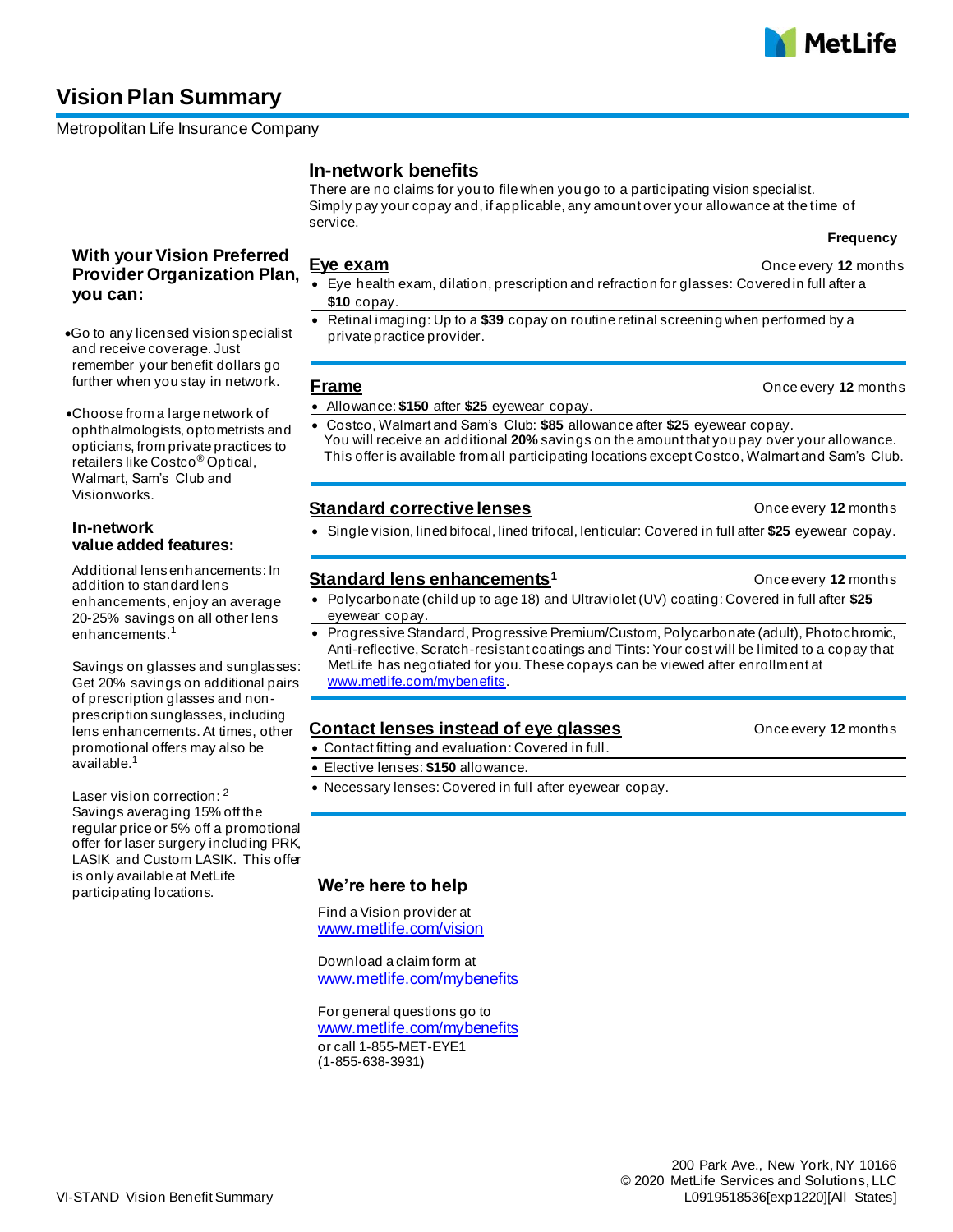# Vision Plan Summary

Metropolitan Life Insurance Company

## In-network benefits

There are no claims for you to file when you go to a participating vision specialist. Simply pay your copay and, if applicable, any amount over your allowance at the time of service.

**Frequency**

### Eye exam — Once every **12** months

- Eye health exam, dilation, prescription and refraction for glasses: Covered in full after a **$10** copay.
- Retinal imaging: Up to a **$39** copay on routine retinal screening when performed by a private practice provider.

### Frame — Once every **12** months

- Allowance: **$150** after **$25** eyewear copay.
- Costco, Walmart and Sam's Club: **$85** allowance after **$25** eyewear copay. You will receive an additional **20%** savings on the amount that you pay over your allowance. This offer is available from all participating locations except Costco, Walmart and Sam's Club.

### Standard corrective lenses — Once every **12** months

- Single vision, lined bifocal, lined trifocal, lenticular: Covered in full after **$25** eyewear copay.

### Standard lens enhancements[1] — Once every **12** months

- Polycarbonate (child up to age 18) and Ultraviolet (UV) coating: Covered in full after **$25** eyewear copay.
- Progressive Standard, Progressive Premium/Custom, Polycarbonate (adult), Photochromic, Anti-reflective, Scratch-resistant coatings and Tints: Your cost will be limited to a copay that MetLife has negotiated for you. These copays can be viewed after enrollment at www.metlife.com/mybenefits.

### Contact lenses instead of eye glasses — Once every **12** months

- Contact fitting and evaluation: Covered in full.
- Elective lenses: **$150** allowance.
- Necessary lenses: Covered in full after eyewear copay.

## With your Vision Preferred Provider Organization Plan, you can:

- Go to any licensed vision specialist and receive coverage. Just remember your benefit dollars go further when you stay in network.
- Choose from a large network of ophthalmologists, optometrists and opticians, from private practices to retailers like Costco® Optical, Walmart, Sam's Club and Visionworks.

### In-network value added features:

Additional lens enhancements: In addition to standard lens enhancements, enjoy an average 20-25% savings on all other lens enhancements.[1]

Savings on glasses and sunglasses: Get 20% savings on additional pairs of prescription glasses and non-prescription sunglasses, including lens enhancements. At times, other promotional offers may also be available.[1]

Laser vision correction:[2] Savings averaging 15% off the regular price or 5% off a promotional offer for laser surgery including PRK, LASIK and Custom LASIK. This offer is only available at MetLife participating locations.

## We're here to help

Find a Vision provider at
www.metlife.com/vision

Download a claim form at
www.metlife.com/mybenefits

For general questions go to
www.metlife.com/mybenefits
or call 1-855-MET-EYE1
(1-855-638-3931)

200 Park Ave., New York, NY 10166
© 2020 MetLife Services and Solutions, LLC
L0919518536[exp1220][All States]

VI-STAND Vision Benefit Summary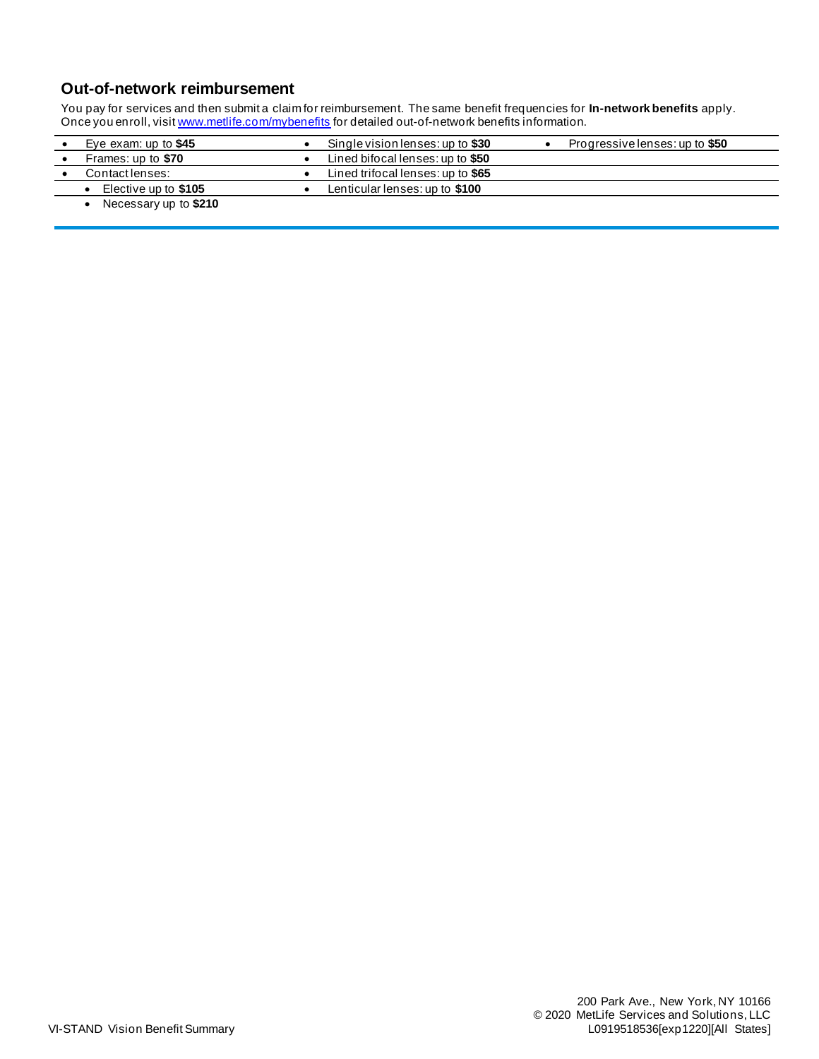## Out-of-network reimbursement

You pay for services and then submit a claim for reimbursement. The same benefit frequencies for **In-network benefits** apply. Once you enroll, visit [www.metlife.com/mybenefits](http://www.metlife.com/mybenefits) for detailed out-of-network benefits information.

- Eye exam: up to **$45**
- Frames: up to **$70**
- Contact lenses:
  - Elective up to **$105**
  - Necessary up to **$210**
- Single vision lenses: up to **$30**
- Lined bifocal lenses: up to **$50**
- Lined trifocal lenses: up to **$65**
- Lenticular lenses: up to **$100**
- Progressive lenses: up to **$50**

VI-STAND Vision Benefit Summary

200 Park Ave., New York, NY 10166
© 2020 MetLife Services and Solutions, LLC
L0919518536[exp1220][All States]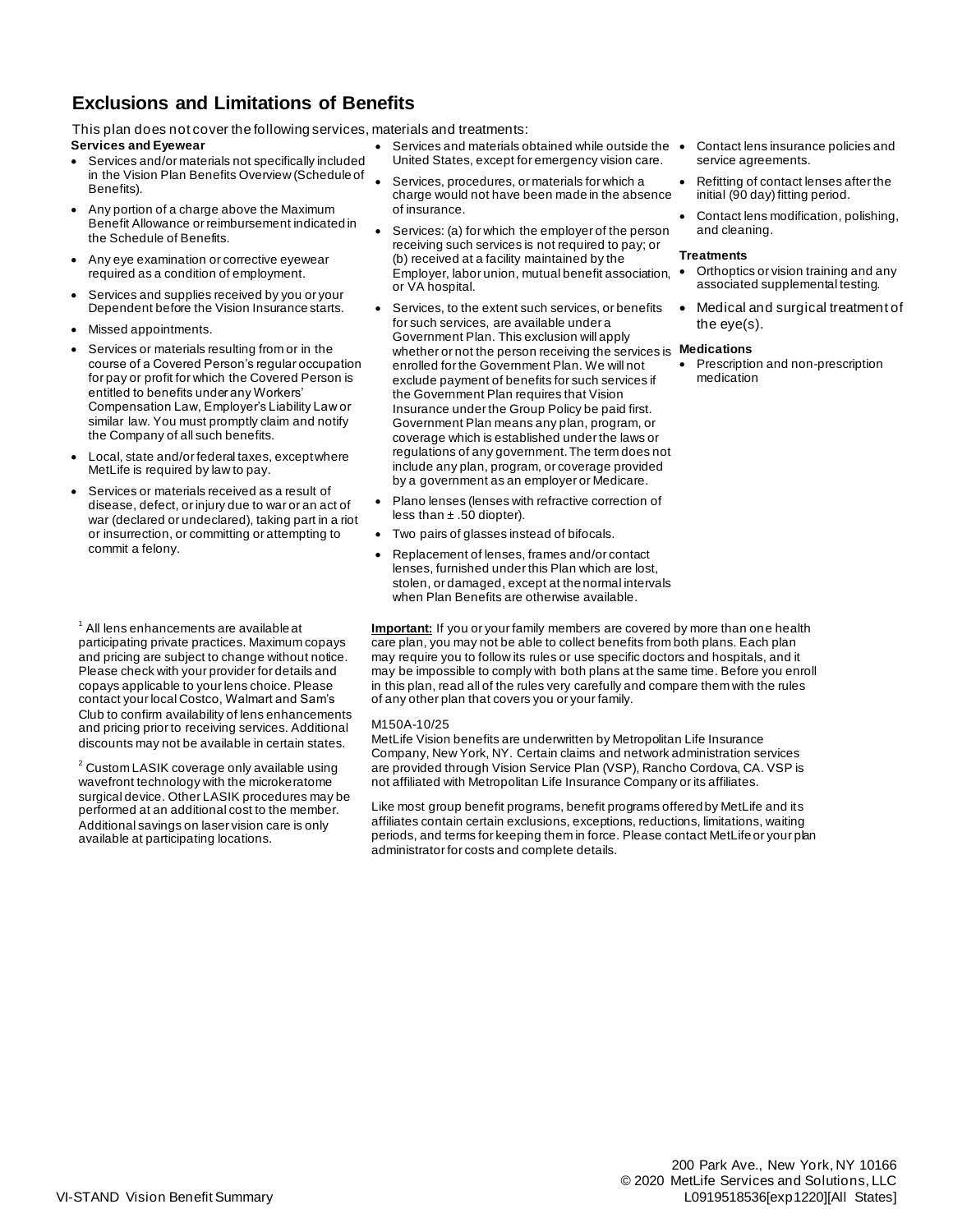## Exclusions and Limitations of Benefits

This plan does not cover the following services, materials and treatments:

**Services and Eyewear**

- Services and/or materials not specifically included in the Vision Plan Benefits Overview (Schedule of Benefits).
- Any portion of a charge above the Maximum Benefit Allowance or reimbursement indicated in the Schedule of Benefits.
- Any eye examination or corrective eyewear required as a condition of employment.
- Services and supplies received by you or your Dependent before the Vision Insurance starts.
- Missed appointments.
- Services or materials resulting from or in the course of a Covered Person's regular occupation for pay or profit for which the Covered Person is entitled to benefits under any Workers' Compensation Law, Employer's Liability Law or similar law. You must promptly claim and notify the Company of all such benefits.
- Local, state and/or federal taxes, except where MetLife is required by law to pay.
- Services or materials received as a result of disease, defect, or injury due to war or an act of war (declared or undeclared), taking part in a riot or insurrection, or committing or attempting to commit a felony.
- Services and materials obtained while outside the United States, except for emergency vision care.
- Services, procedures, or materials for which a charge would not have been made in the absence of insurance.
- Services: (a) for which the employer of the person receiving such services is not required to pay; or (b) received at a facility maintained by the Employer, labor union, mutual benefit association, or VA hospital.
- Services, to the extent such services, or benefits for such services, are available under a Government Plan. This exclusion will apply whether or not the person receiving the services is enrolled for the Government Plan. We will not exclude payment of benefits for such services if the Government Plan requires that Vision Insurance under the Group Policy be paid first. Government Plan means any plan, program, or coverage which is established under the laws or regulations of any government. The term does not include any plan, program, or coverage provided by a government as an employer or Medicare.
- Plano lenses (lenses with refractive correction of less than ± .50 diopter).
- Two pairs of glasses instead of bifocals.
- Replacement of lenses, frames and/or contact lenses, furnished under this Plan which are lost, stolen, or damaged, except at the normal intervals when Plan Benefits are otherwise available.
- Contact lens insurance policies and service agreements.
- Refitting of contact lenses after the initial (90 day) fitting period.
- Contact lens modification, polishing, and cleaning.

**Treatments**

- Orthoptics or vision training and any associated supplemental testing.
- Medical and surgical treatment of the eye(s).

**Medications**

- Prescription and non-prescription medication

[1] All lens enhancements are available at participating private practices. Maximum copays and pricing are subject to change without notice. Please check with your provider for details and copays applicable to your lens choice. Please contact your local Costco, Walmart and Sam's Club to confirm availability of lens enhancements and pricing prior to receiving services. Additional discounts may not be available in certain states.

[2] Custom LASIK coverage only available using wavefront technology with the microkeratome surgical device. Other LASIK procedures may be performed at an additional cost to the member. Additional savings on laser vision care is only available at participating locations.

**Important:** If you or your family members are covered by more than one health care plan, you may not be able to collect benefits from both plans. Each plan may require you to follow its rules or use specific doctors and hospitals, and it may be impossible to comply with both plans at the same time. Before you enroll in this plan, read all of the rules very carefully and compare them with the rules of any other plan that covers you or your family.

M150A-10/25

MetLife Vision benefits are underwritten by Metropolitan Life Insurance Company, New York, NY. Certain claims and network administration services are provided through Vision Service Plan (VSP), Rancho Cordova, CA. VSP is not affiliated with Metropolitan Life Insurance Company or its affiliates.

Like most group benefit programs, benefit programs offered by MetLife and its affiliates contain certain exclusions, exceptions, reductions, limitations, waiting periods, and terms for keeping them in force. Please contact MetLife or your plan administrator for costs and complete details.

200 Park Ave., New York, NY 10166
© 2020 MetLife Services and Solutions, LLC
L0919518536[exp1220][All States]

VI-STAND Vision Benefit Summary